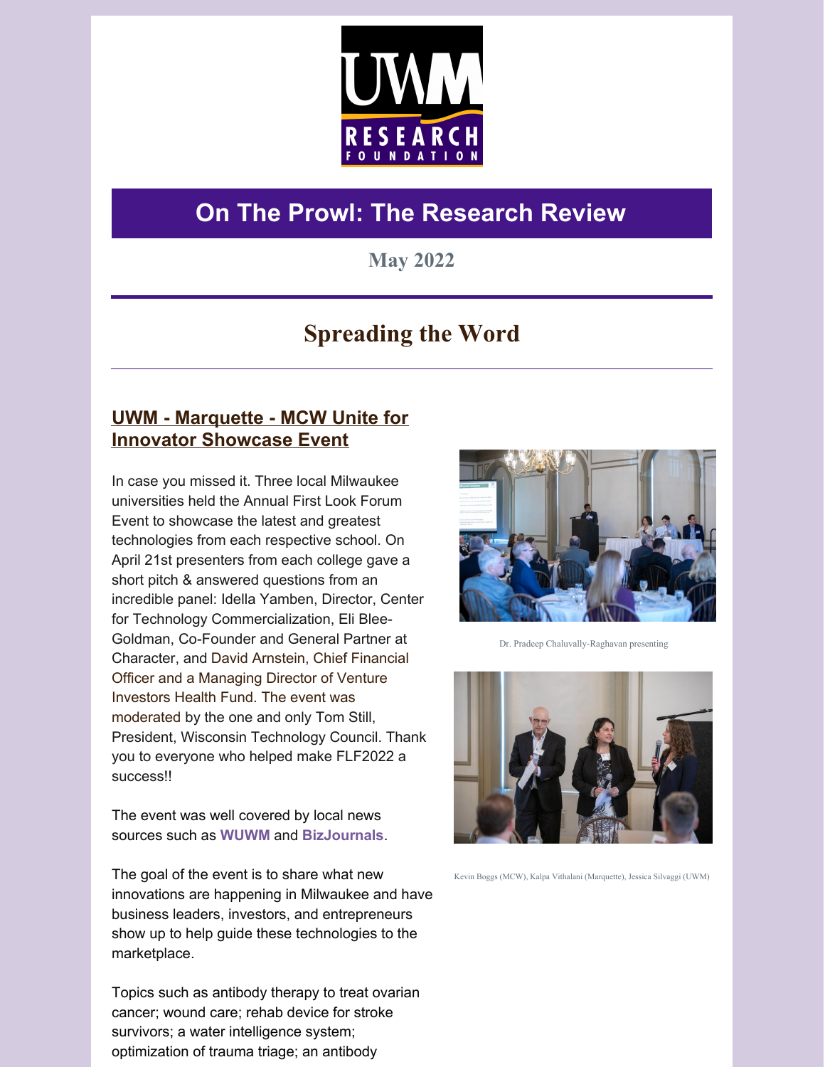# On The Prowl: The Research Review

May 2022

## Spreading the Word

### UWM - Marquette - MCW Unite for Innovator Showcase Event

In case you missed it. Three local Milwaukee universities held the Annual First Look Forum Event to showcase the latest and greatest technologies from each respective school. On April 21st presenters from each college gave a short pitch & answered questions from an incredible panel: Idella Yamben, Director, Center for Technology Commercialization, Eli Blee-Goldman, Co-Founder and General Partner at Character, and David Arnstein, Chief Financial Officer and a Managing Director of Venture Investors Health Fund. The event was moderated by the one and only Tom Still, President, Wisconsin Technology Council. Thank you to everyone who helped make FLF2022 a success!!

The event was well covered by local news sources such as **WUWM** and **BizJournals**.

The goal of the event is to share what new innovations are happening in Milwaukee and have business leaders, investors, and entrepreneurs show up to help guide these technologies to the marketplace.

Topics such as antibody therapy to treat ovarian cancer; wound care; rehab device for stroke survivors; a water intelligence system; optimization of trauma triage; an antibody

Dr. Pradeep Chaluvally-Raghavan presenting

Kevin Boggs (MCW), Kalpa Vithalani (Marquette), Jessica Silvaggi (UWM)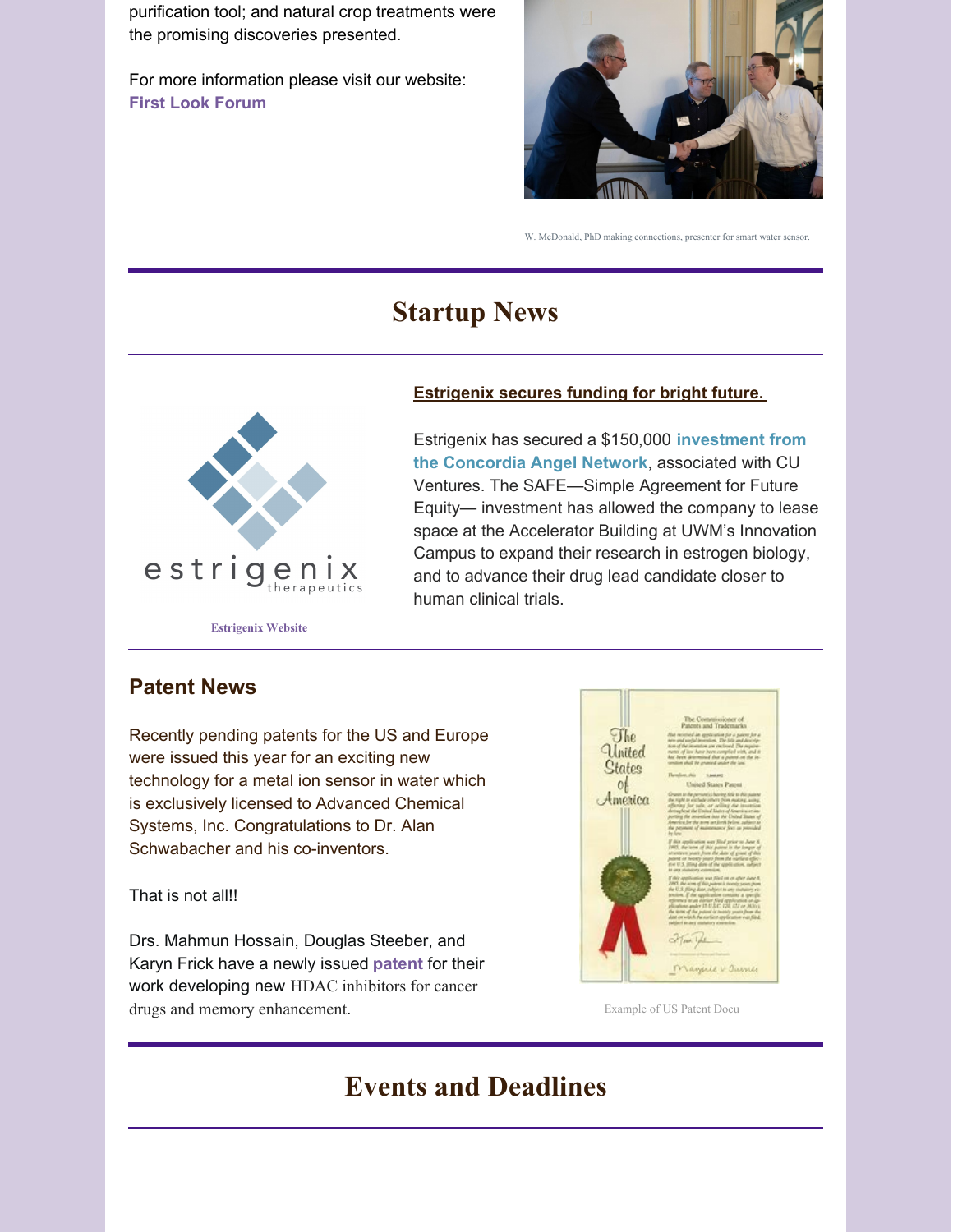purification tool; and natural crop treatments were the promising discoveries presented.

For more information please visit our website: **First Look Forum**

W. McDonald, PhD making connections, presenter for smart water sensor.

# Startup News

**Estrigenix secures funding for bright future.**

Estrigenix has secured a $150,000 **investment from the Concordia Angel Network**, associated with CU Ventures. The SAFE—Simple Agreement for Future Equity— investment has allowed the company to lease space at the Accelerator Building at UWM's Innovation Campus to expand their research in estrogen biology, and to advance their drug lead candidate closer to human clinical trials.

**Estrigenix Website**

## Patent News

Recently pending patents for the US and Europe were issued this year for an exciting new technology for a metal ion sensor in water which is exclusively licensed to Advanced Chemical Systems, Inc. Congratulations to Dr. Alan Schwabacher and his co-inventors.

That is not all!!

Drs. Mahmun Hossain, Douglas Steeber, and Karyn Frick have a newly issued **patent** for their work developing new HDAC inhibitors for cancer drugs and memory enhancement.

Example of US Patent Docu

# Events and Deadlines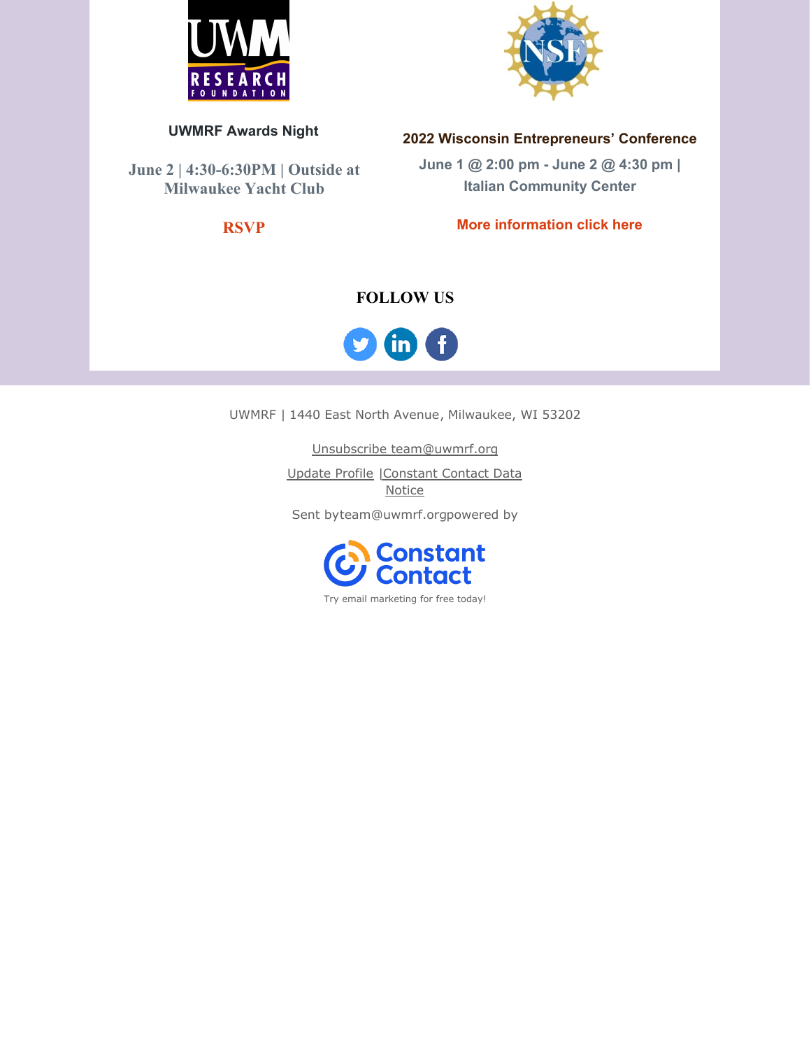**UWMRF Awards Night**

**June 2 | 4:30-6:30PM | Outside at Milwaukee Yacht Club**

**RSVP**

**2022 Wisconsin Entrepreneurs' Conference**

**June 1 @ 2:00 pm - June 2 @ 4:30 pm | Italian Community Center**

**More information click here**

**FOLLOW US**

UWMRF | 1440 East North Avenue, Milwaukee, WI 53202

Unsubscribe team@uwmrf.org

Update Profile | Constant Contact Data Notice

Sent byteam@uwmrf.orgpowered by

Constant Contact

Try email marketing for free today!